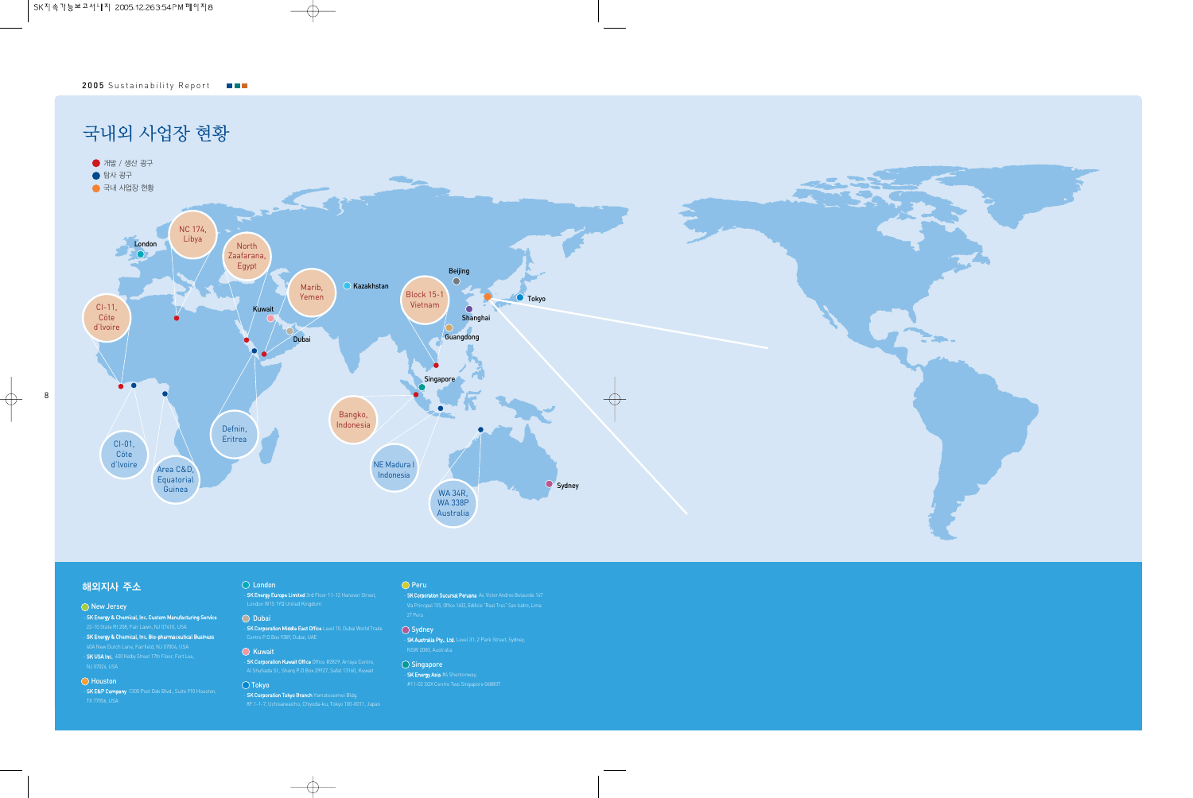# 국내외 사업장 현황

- 개발 / 생산 광구
- 탐사 광구
- 국내 사업장 현황

London

NC 174, Libya

North Zaafarana, Egypt

Marib, Yemen

Kazakhstan

Beijing

Block 15-1 Vietnam

Tokyo

Kuwait

Dubai

Shanghai

Guangdong

CI-11, Côte d'Ivoire

Singapore

Defnin, Eritrea

Bangko, Indonesia

CI-01, Côte d'Ivoire

Area C&D, Equatorial Guinea

NE Madura I Indonesia

WA 34R, WA 338P Australia

Sydney

## 해외지사 주소

**New Jersey**

- SK Energy & Chemical, Inc. Custom Manufacturing Service 22-10 State Rt 208, Fair Lawn, NJ 07410, USA
- SK Energy & Chemical, Inc. Bio-pharmaceutical Business 40A New Dutch Lane, Fairfield, NJ 07004, USA
- SK USA Inc. 400 Kelby Street 17th Floor, Fort Lee, NJ 07024, USA

**Houston**

- SK E&P Company 1300 Post Oak Blvd., Suite 910 Houston, TX 77056, USA

**London**

- SK Energy Europe Limited 3rd Floor 11-12 Hanover Street, London W1S 1YQ United Kingdom

**Dubai**

- SK Corporation Middle East Office Level 10, Dubai World Trade Centre P.O Box 9389, Dubai, UAE

**Kuwait**

- SK Corporation Kuwait Office Office #2829, Arraya Centre, Al Shuhada St., Sharq P.O Box 29927, Safat 13160, Kuwait

**Tokyo**

- SK Corporation Tokyo Branch Yamatoseimei Bldg. 8F 1-1-7, Uchisaiwaicho, Chiyoda-ku, Tokyo 100-0011, Japan

**Peru**

- SK Corporation Sucursal Peruana Av. Victor Andres Belaunde 147 Via Principal 155, Office 1402, Edificio "Real Tres" San Isidro, Lima 27 Peru

**Sydney**

- SK Australia Pty., Ltd. Level 31, 2 Park Street, Sydney, NSW 2000, Australia

**Singapore**

- SK Energy Asia #4 Shentonway, #11-02 SGX Centre Two Singapore 068807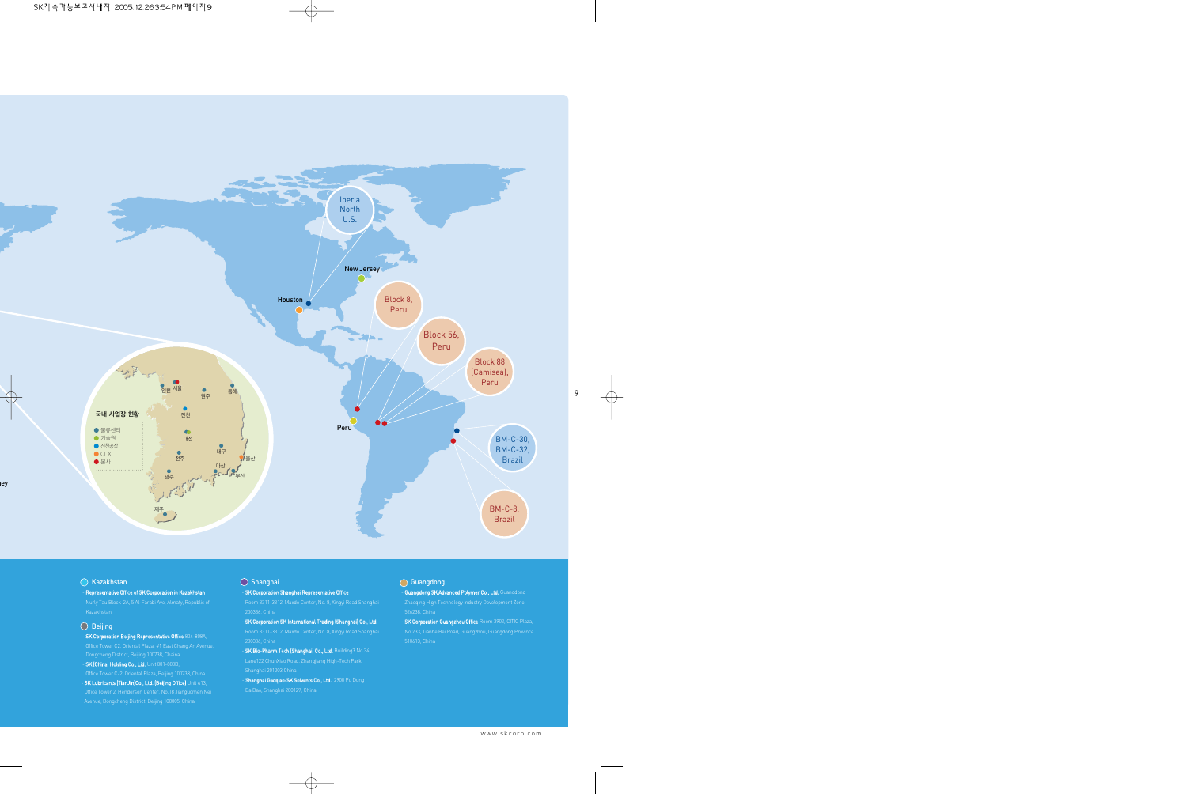Iberia North U.S.

New Jersey

Houston

Block 8, Peru

Block 56, Peru

Block 88 (Camisea), Peru

Peru

BM-C-30, BM-C-32, Brazil

BM-C-8, Brazil

국내 사업장 현황

- 물류센터
- 기술원
- 전진공장
- CLX
- 본사

인천 서울 원주 동해 진천 대전 대구 전주 마산 울산 부산 광주 제주

### Kazakhstan

- **Representative Office of SK Corporation in Kazakhstan** Nurly Tau Block-2A, 5 Al-Farabi Ave, Almaty, Republic of Kazakhstan

### Beijing

- **SK Corporation Beijing Representative Office** 804-808A, Office Tower C2, Oriental Plaza, #1 East Chang An Avenue, Dongcheng District, Beijing 100738, China
- **SK (China) Holding Co., Ltd.** Unit 801-808B, Office Tower C-2, Oriental Plaza, Beijing 100738, China
- **SK Lubricants (TianJin)Co., Ltd. (Beijing Office)** Unit 413, Office Tower 2, Henderson Center, No.18 Jianguomen Nei Avenue, Dongcheng District, Beijing 100005, China

### Shanghai

- **SK Corporation Shanghai Representative Office** Room 3311-3312, Maxdo Center, No. 8, Xingyi Road Shanghai 200336, China
- **SK Corporation SK International Trading (Shanghai) Co., Ltd.** Room 3311-3312, Maxdo Center, No. 8, Xingyi Road Shanghai 200336, China
- **SK Bio-Pharm Tech (Shanghai) Co., Ltd.** Building3 No.36 Lane122 ChunXiao Road, Zhangjiang High-Tech Park, Shanghai 201203 China
- **Shanghai Gaoqiao-SK Solvents Co., Ltd.** 2908 Pu Dong Da Dao, Shanghai 200129, China

### Guangdong

- **Guangdong SK Advanced Polymer Co., Ltd.** Guangdong Zhaoqing High Technology Industry Development Zone 526238, China
- **SK Corporation Guangzhou Office** Room 3902, CITIC Plaza, No 233, Tianhe Bei Road, Guangzhou, Guangdong Province 510613, China

www.skcorp.com